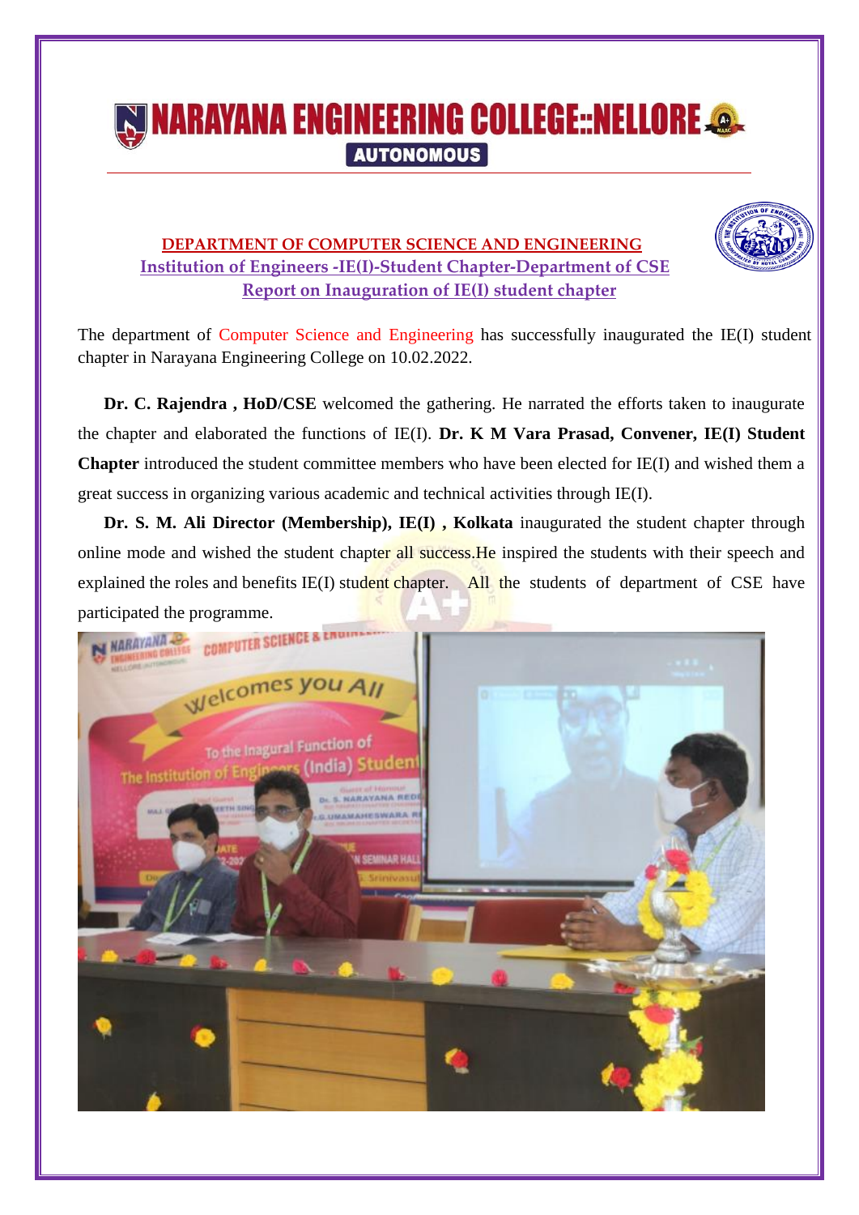# NARAYANA ENGINEERING COLLEGE::NELLORE

**AUTONOMOUS**

## DEPARTMENT OF COMPUTER SCIENCE AND ENGINEERING

### Institution of Engineers -IE(I)-Student Chapter-Department of CSE

### Report on Inauguration of IE(I) student chapter

The department of Computer Science and Engineering has successfully inaugurated the IE(I) student chapter in Narayana Engineering College on 10.02.2022.

**Dr. C. Rajendra , HoD/CSE** welcomed the gathering. He narrated the efforts taken to inaugurate the chapter and elaborated the functions of IE(I). **Dr. K M Vara Prasad, Convener, IE(I) Student Chapter** introduced the student committee members who have been elected for IE(I) and wished them a great success in organizing various academic and technical activities through IE(I).

**Dr. S. M. Ali Director (Membership), IE(I) , Kolkata** inaugurated the student chapter through online mode and wished the student chapter all success.He inspired the students with their speech and explained the roles and benefits IE(I) student chapter. All the students of department of CSE have participated the programme.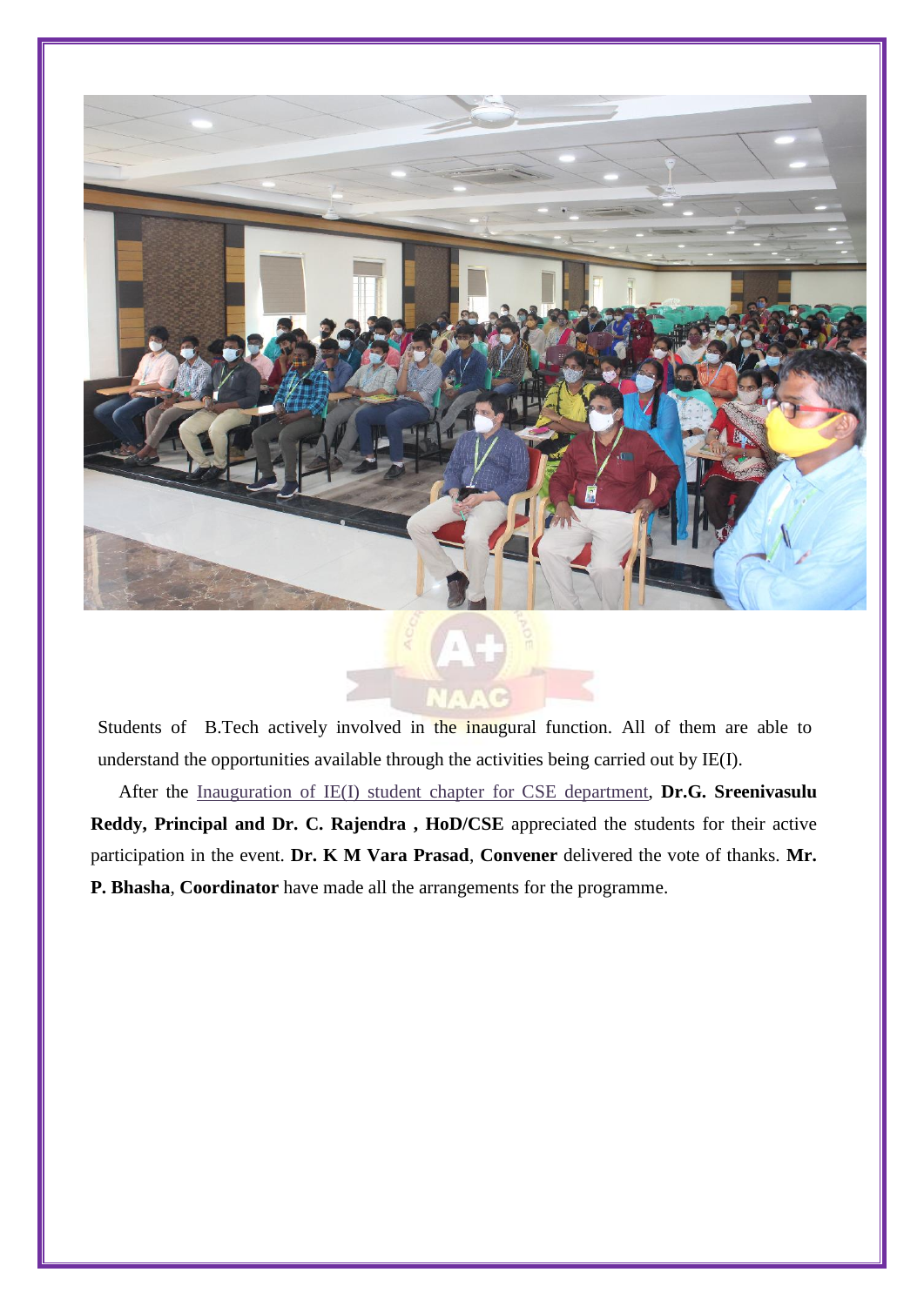Students of B.Tech actively involved in the inaugural function. All of them are able to understand the opportunities available through the activities being carried out by IE(I).

After the Inauguration of IE(I) student chapter for CSE department, **Dr.G. Sreenivasulu Reddy, Principal and Dr. C. Rajendra , HoD/CSE** appreciated the students for their active participation in the event. **Dr. K M Vara Prasad**, **Convener** delivered the vote of thanks. **Mr. P. Bhasha**, **Coordinator** have made all the arrangements for the programme.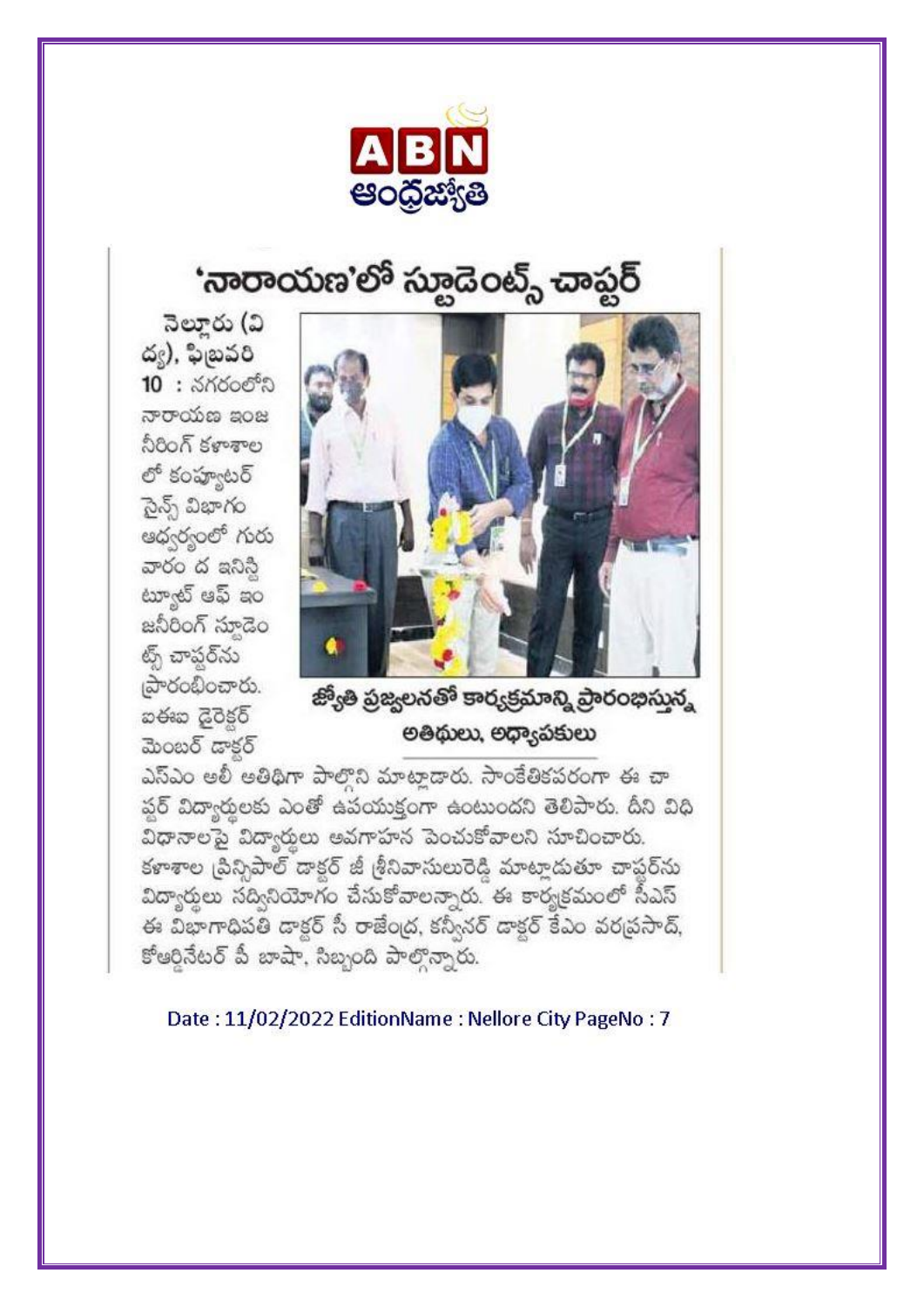ABN ఆంధ్రజ్యోతి

# 'నారాయణ'లో స్టూడెంట్స్ చాప్టర్

నెల్లూరు (విద్య), ఫిబ్రవరి 10 : నగరంలోని నారాయణ ఇంజనీరింగ్ కళాశాలలో కంప్యూటర్ సైన్స్ విభాగం ఆధ్వర్యంలో గురువారం ద ఇనిస్టిట్యూట్ ఆఫ్ ఇంజనీరింగ్ స్టూడెంట్స్ చాప్టర్‌ను ప్రారంభించారు. ఐఈఐ డైరెక్టర్ మెంబర్ డాక్టర్ ఎస్ఎం అలీ అతిథిగా పాల్గొని మాట్లాడారు. సాంకేతికపరంగా ఈ చాప్టర్ విద్యార్థులకు ఎంతో ఉపయుక్తంగా ఉంటుందని తెలిపారు. దీని విధి విధానాలపై విద్యార్థులు అవగాహన పెంచుకోవాలని సూచించారు. కళాశాల ప్రిన్సిపాల్ డాక్టర్ జీ శ్రీనివాసులురెడ్డి మాట్లాడుతూ చాప్టర్‌ను విద్యార్థులు సద్వినియోగం చేసుకోవాలన్నారు. ఈ కార్యక్రమంలో సీఎస్ఈ విభాగాధిపతి డాక్టర్ సీ రాజేంద్ర, కన్వీనర్ డాక్టర్ కేఎం వరప్రసాద్, కోఆర్డినేటర్ పీ బాషా, సిబ్బంది పాల్గొన్నారు.

జ్యోతి ప్రజ్వలనతో కార్యక్రమాన్ని ప్రారంభిస్తున్న అతిథులు, అధ్యాపకులు

Date : 11/02/2022 EditionName : Nellore City PageNo : 7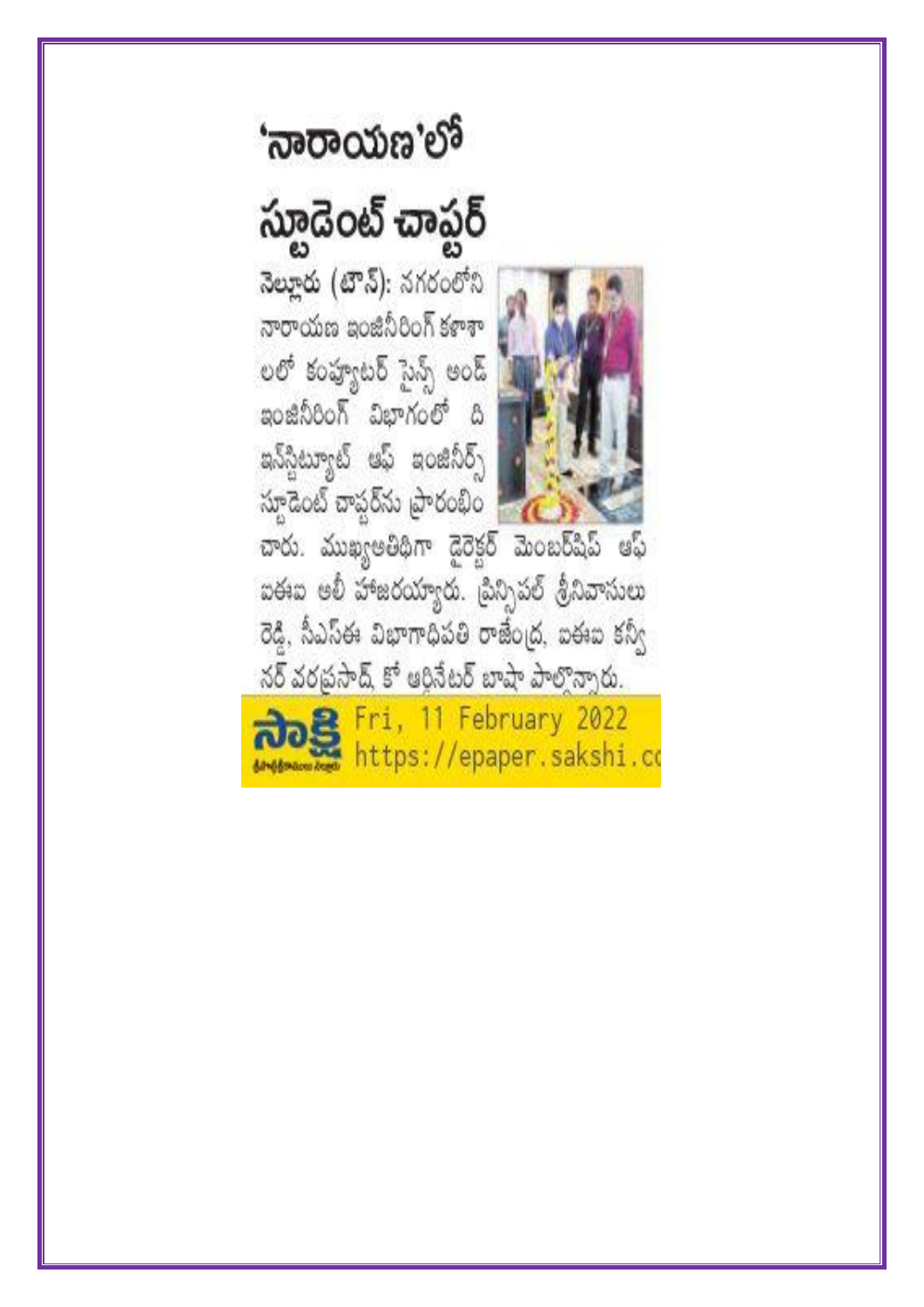# 'నారాయణ'లో స్టూడెంట్ చాప్టర్

నెల్లూరు (టౌన్): నగరంలోని నారాయణ ఇంజినీరింగ్ కళాశాలలో కంప్యూటర్ సైన్స్ అండ్ ఇంజినీరింగ్ విభాగంలో ది ఇన్‌స్టిట్యూట్ ఆఫ్ ఇంజినీర్స్ స్టూడెంట్ చాప్టర్‌ను ప్రారంభించారు. ముఖ్యఅతిథిగా డైరెక్టర్ మెంబర్‌షిప్ ఆఫ్ ఐఈఐ అలీ హాజరయ్యారు. ప్రిన్సిపల్ శ్రీనివాసులు రెడ్డి, సీఎస్ఈ విభాగాధిపతి రాజేంద్ర, ఐఈఐ కన్వీనర్ వరప్రసాద్, కో ఆర్డినేటర్ బాషా పాల్గొన్నారు.

సాక్షి Fri, 11 February 2022 https://epaper.sakshi.co